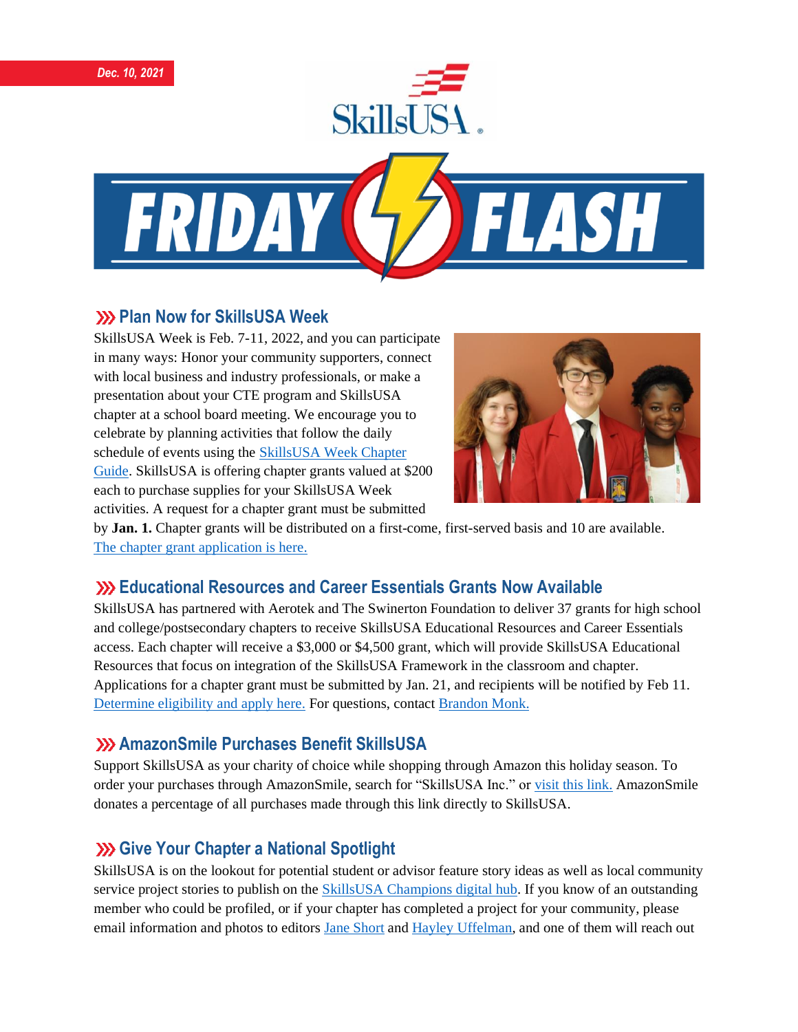*Dec. 10, 2021*

# Friday Flash

## Plan Now for SkillsUSA Week

SkillsUSA Week is Feb. 7-11, 2022, and you can participate in many ways: Honor your community supporters, connect with local business and industry professionals, or make a presentation about your CTE program and SkillsUSA chapter at a school board meeting. We encourage you to celebrate by planning activities that follow the daily schedule of events using the [SkillsUSA Week Chapter Guide](). SkillsUSA is offering chapter grants valued at $200 each to purchase supplies for your SkillsUSA Week activities. A request for a chapter grant must be submitted by **Jan. 1.** Chapter grants will be distributed on a first-come, first-served basis and 10 are available. [The chapter grant application is here.]()

## Educational Resources and Career Essentials Grants Now Available

SkillsUSA has partnered with Aerotek and The Swinerton Foundation to deliver 37 grants for high school and college/postsecondary chapters to receive SkillsUSA Educational Resources and Career Essentials access. Each chapter will receive a $3,000 or $4,500 grant, which will provide SkillsUSA Educational Resources that focus on integration of the SkillsUSA Framework in the classroom and chapter. Applications for a chapter grant must be submitted by Jan. 21, and recipients will be notified by Feb 11. [Determine eligibility and apply here.]() For questions, contact [Brandon Monk.]()

## AmazonSmile Purchases Benefit SkillsUSA

Support SkillsUSA as your charity of choice while shopping through Amazon this holiday season. To order your purchases through AmazonSmile, search for "SkillsUSA Inc." or [visit this link.]() AmazonSmile donates a percentage of all purchases made through this link directly to SkillsUSA.

## Give Your Chapter a National Spotlight

SkillsUSA is on the lookout for potential student or advisor feature story ideas as well as local community service project stories to publish on the [SkillsUSA Champions digital hub](). If you know of an outstanding member who could be profiled, or if your chapter has completed a project for your community, please email information and photos to editors [Jane Short]() and [Hayley Uffelman](), and one of them will reach out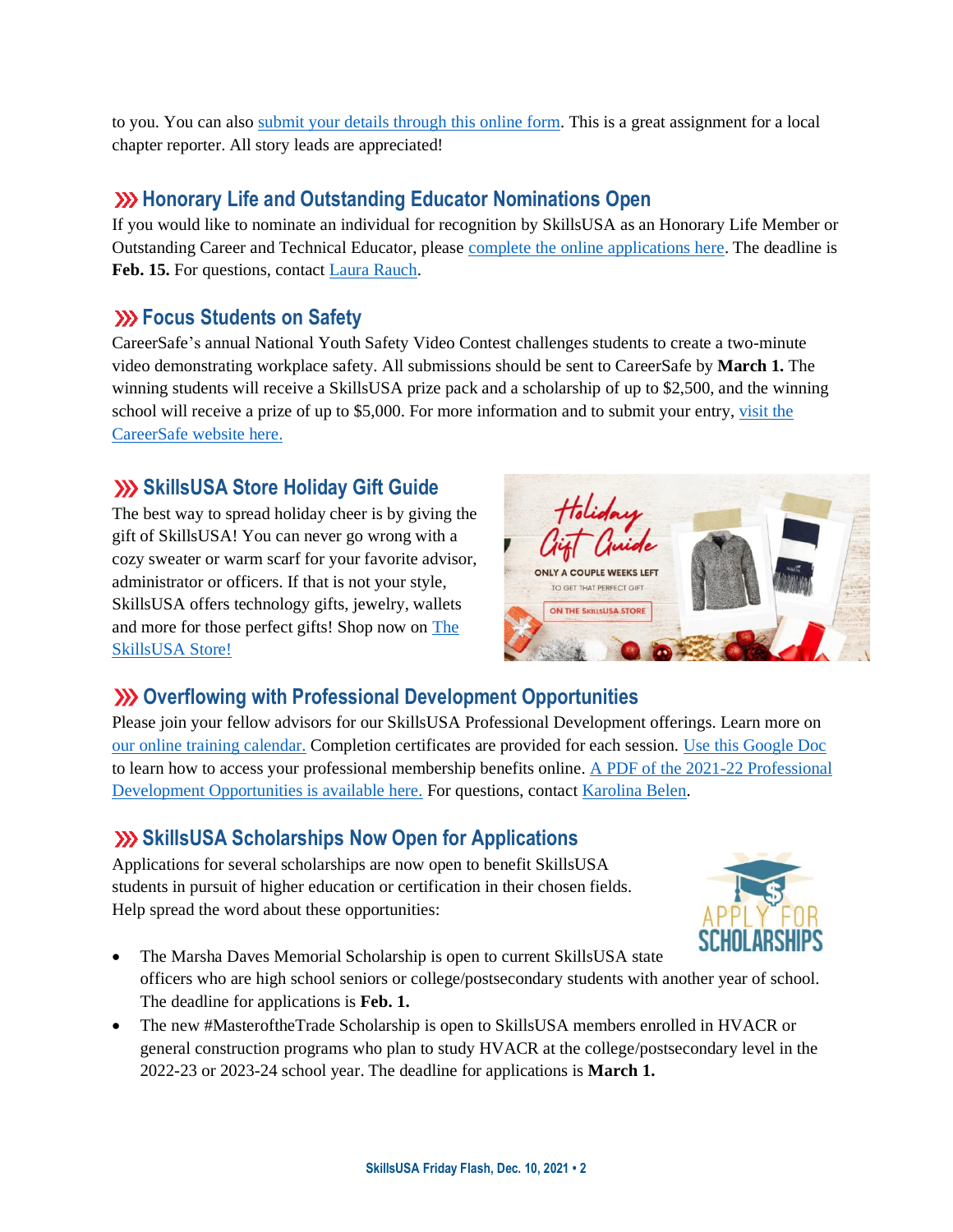to you. You can also submit your details through this online form. This is a great assignment for a local chapter reporter. All story leads are appreciated!

## Honorary Life and Outstanding Educator Nominations Open

If you would like to nominate an individual for recognition by SkillsUSA as an Honorary Life Member or Outstanding Career and Technical Educator, please complete the online applications here. The deadline is **Feb. 15.** For questions, contact Laura Rauch.

## Focus Students on Safety

CareerSafe's annual National Youth Safety Video Contest challenges students to create a two-minute video demonstrating workplace safety. All submissions should be sent to CareerSafe by **March 1.** The winning students will receive a SkillsUSA prize pack and a scholarship of up to $2,500, and the winning school will receive a prize of up to $5,000. For more information and to submit your entry, visit the CareerSafe website here.

## SkillsUSA Store Holiday Gift Guide

The best way to spread holiday cheer is by giving the gift of SkillsUSA! You can never go wrong with a cozy sweater or warm scarf for your favorite advisor, administrator or officers. If that is not your style, SkillsUSA offers technology gifts, jewelry, wallets and more for those perfect gifts! Shop now on The SkillsUSA Store!

## Overflowing with Professional Development Opportunities

Please join your fellow advisors for our SkillsUSA Professional Development offerings. Learn more on our online training calendar. Completion certificates are provided for each session. Use this Google Doc to learn how to access your professional membership benefits online. A PDF of the 2021-22 Professional Development Opportunities is available here. For questions, contact Karolina Belen.

## SkillsUSA Scholarships Now Open for Applications

Applications for several scholarships are now open to benefit SkillsUSA students in pursuit of higher education or certification in their chosen fields. Help spread the word about these opportunities:

- The Marsha Daves Memorial Scholarship is open to current SkillsUSA state officers who are high school seniors or college/postsecondary students with another year of school. The deadline for applications is **Feb. 1.**
- The new #MasteroftheTrade Scholarship is open to SkillsUSA members enrolled in HVACR or general construction programs who plan to study HVACR at the college/postsecondary level in the 2022-23 or 2023-24 school year. The deadline for applications is **March 1.**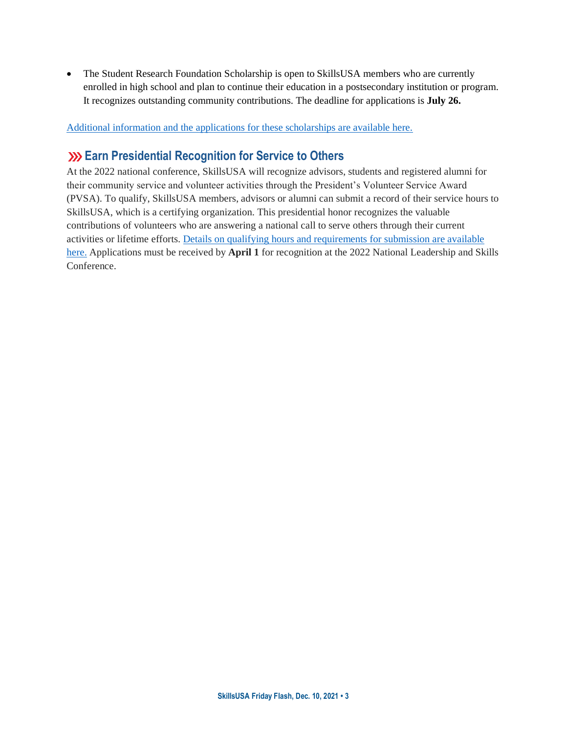- The Student Research Foundation Scholarship is open to SkillsUSA members who are currently enrolled in high school and plan to continue their education in a postsecondary institution or program. It recognizes outstanding community contributions. The deadline for applications is **July 26.**

Additional information and the applications for these scholarships are available here.

## Earn Presidential Recognition for Service to Others

At the 2022 national conference, SkillsUSA will recognize advisors, students and registered alumni for their community service and volunteer activities through the President's Volunteer Service Award (PVSA). To qualify, SkillsUSA members, advisors or alumni can submit a record of their service hours to SkillsUSA, which is a certifying organization. This presidential honor recognizes the valuable contributions of volunteers who are answering a national call to serve others through their current activities or lifetime efforts. Details on qualifying hours and requirements for submission are available here. Applications must be received by **April 1** for recognition at the 2022 National Leadership and Skills Conference.